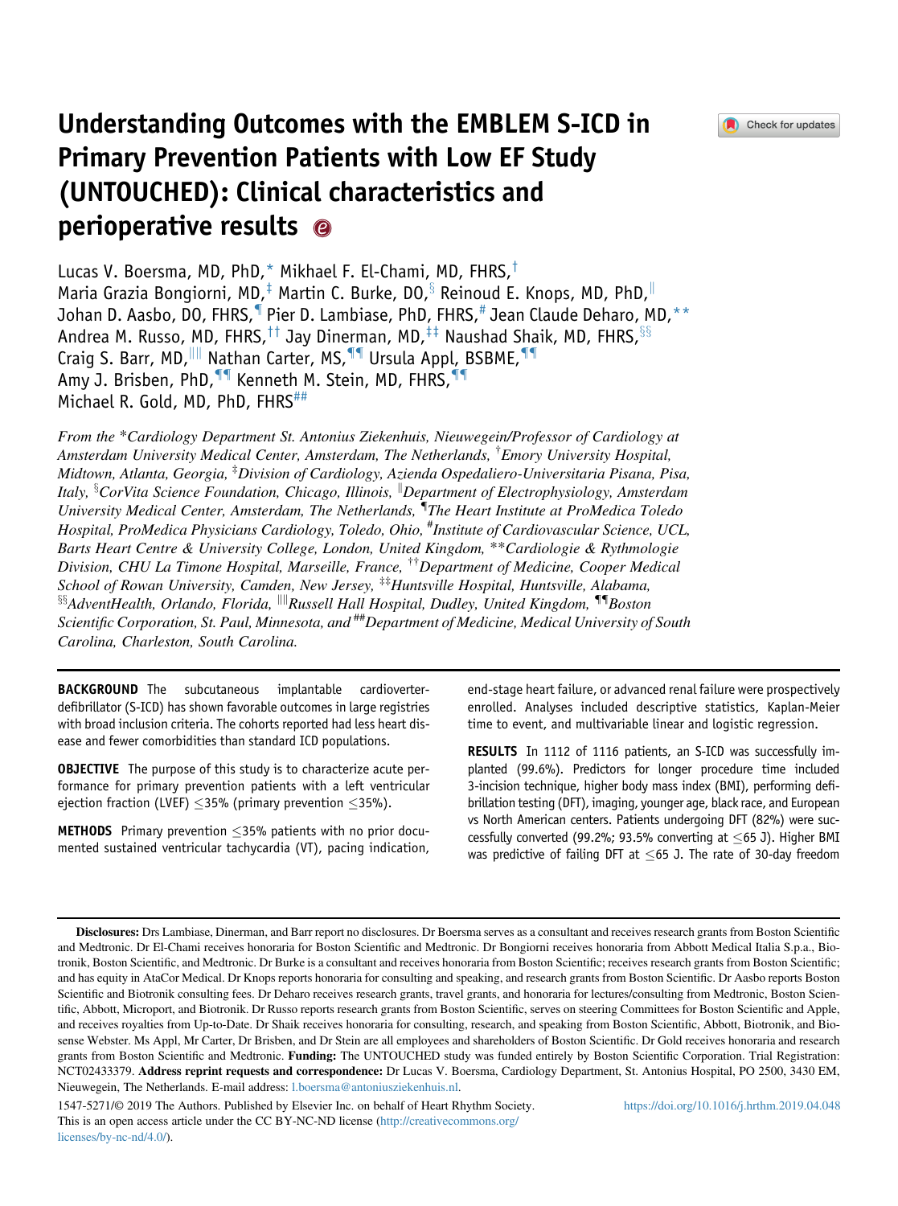# Understanding Outcomes with the EMBLEM S-ICD in Primary Prevention Patients with Low EF Study (UNTOUCHED): Clinical characteristics and perioperative results

Lucas V. Boersma, MD, PhD,[*] Mikhael F. El-Chami, MD, FHRS,[†] Maria Grazia Bongiorni, MD,[‡] Martin C. Burke, DO,[§] Reinoud E. Knops, MD, PhD,[‖] Johan D. Aasbo, DO, FHRS,[¶] Pier D. Lambiase, PhD, FHRS,[#] Jean Claude Deharo, MD,[**] Andrea M. Russo, MD, FHRS,[††] Jay Dinerman, MD,[‡‡] Naushad Shaik, MD, FHRS,[§§] Craig S. Barr, MD,[‖‖] Nathan Carter, MS,[¶¶] Ursula Appl, BSBME,[¶¶] Amy J. Brisben, PhD,[¶¶] Kenneth M. Stein, MD, FHRS,[¶¶] Michael R. Gold, MD, PhD, FHRS[##]

*From the* [*]*Cardiology Department St. Antonius Ziekenhuis, Nieuwegein/Professor of Cardiology at Amsterdam University Medical Center, Amsterdam, The Netherlands,* [†]*Emory University Hospital, Midtown, Atlanta, Georgia,* [‡]*Division of Cardiology, Azienda Ospedaliero-Universitaria Pisana, Pisa, Italy,* [§]*CorVita Science Foundation, Chicago, Illinois,* [‖]*Department of Electrophysiology, Amsterdam University Medical Center, Amsterdam, The Netherlands,* [¶]*The Heart Institute at ProMedica Toledo Hospital, ProMedica Physicians Cardiology, Toledo, Ohio,* [#]*Institute of Cardiovascular Science, UCL, Barts Heart Centre & University College, London, United Kingdom,* [**]*Cardiologie & Rythmologie Division, CHU La Timone Hospital, Marseille, France,* [††]*Department of Medicine, Cooper Medical School of Rowan University, Camden, New Jersey,* [‡‡]*Huntsville Hospital, Huntsville, Alabama,* [§§]*AdventHealth, Orlando, Florida,* [‖‖]*Russell Hall Hospital, Dudley, United Kingdom,* [¶¶]*Boston Scientific Corporation, St. Paul, Minnesota, and* [##]*Department of Medicine, Medical University of South Carolina, Charleston, South Carolina.*

**BACKGROUND** The subcutaneous implantable cardioverter-defibrillator (S-ICD) has shown favorable outcomes in large registries with broad inclusion criteria. The cohorts reported had less heart disease and fewer comorbidities than standard ICD populations.

**OBJECTIVE** The purpose of this study is to characterize acute performance for primary prevention patients with a left ventricular ejection fraction (LVEF) ≤35% (primary prevention ≤35%).

**METHODS** Primary prevention ≤35% patients with no prior documented sustained ventricular tachycardia (VT), pacing indication, end-stage heart failure, or advanced renal failure were prospectively enrolled. Analyses included descriptive statistics, Kaplan-Meier time to event, and multivariable linear and logistic regression.

**RESULTS** In 1112 of 1116 patients, an S-ICD was successfully implanted (99.6%). Predictors for longer procedure time included 3-incision technique, higher body mass index (BMI), performing defibrillation testing (DFT), imaging, younger age, black race, and European vs North American centers. Patients undergoing DFT (82%) were successfully converted (99.2%; 93.5% converting at ≤65 J). Higher BMI was predictive of failing DFT at ≤65 J. The rate of 30-day freedom

**Disclosures:** Drs Lambiase, Dinerman, and Barr report no disclosures. Dr Boersma serves as a consultant and receives research grants from Boston Scientific and Medtronic. Dr El-Chami receives honoraria for Boston Scientific and Medtronic. Dr Bongiorni receives honoraria from Abbott Medical Italia S.p.a., Biotronik, Boston Scientific, and Medtronic. Dr Burke is a consultant and receives honoraria from Boston Scientific; receives research grants from Boston Scientific; and has equity in AtaCor Medical. Dr Knops reports honoraria for consulting and speaking, and research grants from Boston Scientific. Dr Aasbo reports Boston Scientific and Biotronik consulting fees. Dr Deharo receives research grants, travel grants, and honoraria for lectures/consulting from Medtronic, Boston Scientific, Abbott, Microport, and Biotronik. Dr Russo reports research grants from Boston Scientific, serves on steering Committees for Boston Scientific and Apple, and receives royalties from Up-to-Date. Dr Shaik receives honoraria for consulting, research, and speaking from Boston Scientific, Abbott, Biotronik, and Biosense Webster. Ms Appl, Mr Carter, Dr Brisben, and Dr Stein are all employees and shareholders of Boston Scientific. Dr Gold receives honoraria and research grants from Boston Scientific and Medtronic. **Funding:** The UNTOUCHED study was funded entirely by Boston Scientific Corporation. Trial Registration: NCT02433379. **Address reprint requests and correspondence:** Dr Lucas V. Boersma, Cardiology Department, St. Antonius Hospital, PO 2500, 3430 EM, Nieuwegein, The Netherlands. E-mail address: l.boersma@antoniusziekenhuis.nl.

1547-5271/© 2019 The Authors. Published by Elsevier Inc. on behalf of Heart Rhythm Society. This is an open access article under the CC BY-NC-ND license (http://creativecommons.org/licenses/by-nc-nd/4.0/).

https://doi.org/10.1016/j.hrthm.2019.04.048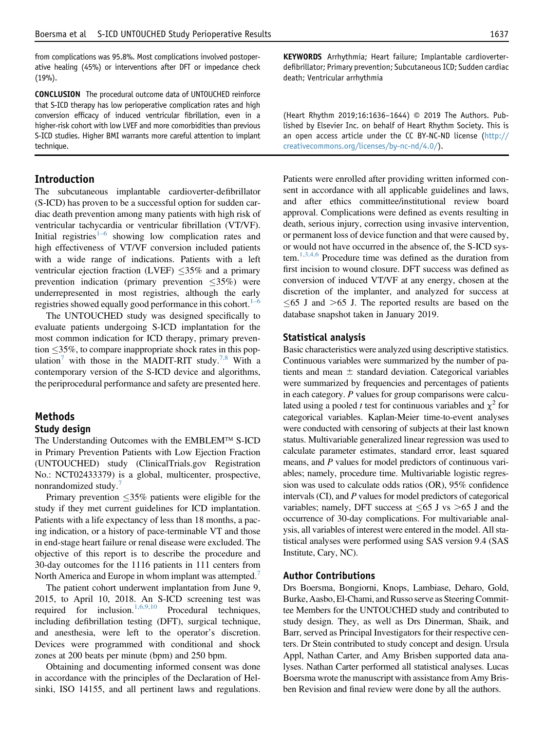from complications was 95.8%. Most complications involved postoperative healing (45%) or interventions after DFT or impedance check (19%).

**CONCLUSION** The procedural outcome data of UNTOUCHED reinforce that S-ICD therapy has low perioperative complication rates and high conversion efficacy of induced ventricular fibrillation, even in a higher-risk cohort with low LVEF and more comorbidities than previous S-ICD studies. Higher BMI warrants more careful attention to implant technique.

**KEYWORDS** Arrhythmia; Heart failure; Implantable cardioverter-defibrillator; Primary prevention; Subcutaneous ICD; Sudden cardiac death; Ventricular arrhythmia

(Heart Rhythm 2019;16:1636–1644) © 2019 The Authors. Published by Elsevier Inc. on behalf of Heart Rhythm Society. This is an open access article under the CC BY-NC-ND license (http://creativecommons.org/licenses/by-nc-nd/4.0/).

## Introduction

The subcutaneous implantable cardioverter-defibrillator (S-ICD) has proven to be a successful option for sudden cardiac death prevention among many patients with high risk of ventricular tachycardia or ventricular fibrillation (VT/VF). Initial registries[1–6] showing low complication rates and high effectiveness of VT/VF conversion included patients with a wide range of indications. Patients with a left ventricular ejection fraction (LVEF) ≤35% and a primary prevention indication (primary prevention ≤35%) were underrepresented in most registries, although the early registries showed equally good performance in this cohort.[1–6]

The UNTOUCHED study was designed specifically to evaluate patients undergoing S-ICD implantation for the most common indication for ICD therapy, primary prevention ≤35%, to compare inappropriate shock rates in this population[7] with those in the MADIT-RIT study.[7,8] With a contemporary version of the S-ICD device and algorithms, the periprocedural performance and safety are presented here.

## Methods

### Study design

The Understanding Outcomes with the EMBLEM™ S-ICD in Primary Prevention Patients with Low Ejection Fraction (UNTOUCHED) study (ClinicalTrials.gov Registration No.: NCT02433379) is a global, multicenter, prospective, nonrandomized study.[7]

Primary prevention ≤35% patients were eligible for the study if they met current guidelines for ICD implantation. Patients with a life expectancy of less than 18 months, a pacing indication, or a history of pace-terminable VT and those in end-stage heart failure or renal disease were excluded. The objective of this report is to describe the procedure and 30-day outcomes for the 1116 patients in 111 centers from North America and Europe in whom implant was attempted.[7]

The patient cohort underwent implantation from June 9, 2015, to April 10, 2018. An S-ICD screening test was required for inclusion.[1,6,9,10] Procedural techniques, including defibrillation testing (DFT), surgical technique, and anesthesia, were left to the operator's discretion. Devices were programmed with conditional and shock zones at 200 beats per minute (bpm) and 250 bpm.

Obtaining and documenting informed consent was done in accordance with the principles of the Declaration of Helsinki, ISO 14155, and all pertinent laws and regulations. Patients were enrolled after providing written informed consent in accordance with all applicable guidelines and laws, and after ethics committee/institutional review board approval. Complications were defined as events resulting in death, serious injury, correction using invasive intervention, or permanent loss of device function and that were caused by, or would not have occurred in the absence of, the S-ICD system.[1,3,4,6] Procedure time was defined as the duration from first incision to wound closure. DFT success was defined as conversion of induced VT/VF at any energy, chosen at the discretion of the implanter, and analyzed for success at ≤65 J and >65 J. The reported results are based on the database snapshot taken in January 2019.

### Statistical analysis

Basic characteristics were analyzed using descriptive statistics. Continuous variables were summarized by the number of patients and mean ± standard deviation. Categorical variables were summarized by frequencies and percentages of patients in each category. *P* values for group comparisons were calculated using a pooled *t* test for continuous variables and $\chi^2$ for categorical variables. Kaplan-Meier time-to-event analyses were conducted with censoring of subjects at their last known status. Multivariable generalized linear regression was used to calculate parameter estimates, standard error, least squared means, and *P* values for model predictors of continuous variables; namely, procedure time. Multivariable logistic regression was used to calculate odds ratios (OR), 95% confidence intervals (CI), and *P* values for model predictors of categorical variables; namely, DFT success at ≤65 J vs >65 J and the occurrence of 30-day complications. For multivariable analysis, all variables of interest were entered in the model. All statistical analyses were performed using SAS version 9.4 (SAS Institute, Cary, NC).

### Author Contributions

Drs Boersma, Bongiorni, Knops, Lambiase, Deharo, Gold, Burke, Aasbo, El-Chami, and Russo serve as Steering Committee Members for the UNTOUCHED study and contributed to study design. They, as well as Drs Dinerman, Shaik, and Barr, served as Principal Investigators for their respective centers. Dr Stein contributed to study concept and design. Ursula Appl, Nathan Carter, and Amy Brisben supported data analyses. Nathan Carter performed all statistical analyses. Lucas Boersma wrote the manuscript with assistance from Amy Brisben Revision and final review were done by all the authors.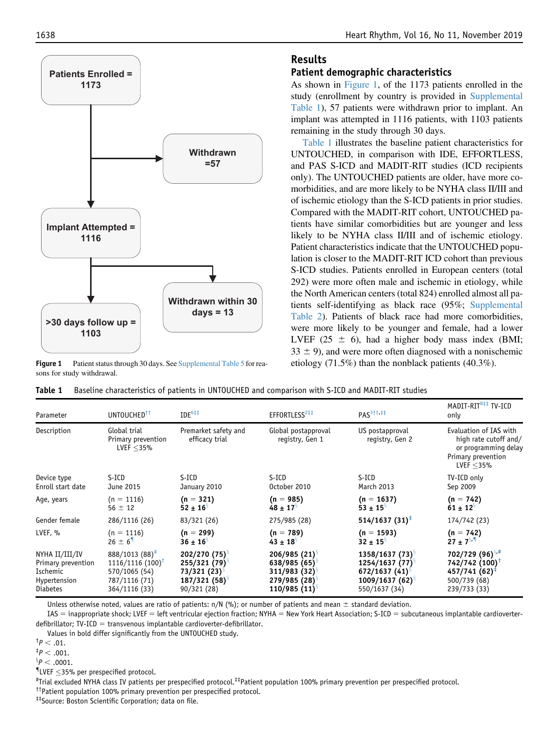Patients Enrolled = 1173

Withdrawn =57

Implant Attempted = 1116

Withdrawn within 30 days = 13

>30 days follow up = 1103

**Figure 1** Patient status through 30 days. See Supplemental Table 5 for reasons for study withdrawal.

## Results

### Patient demographic characteristics

As shown in Figure 1, of the 1173 patients enrolled in the study (enrollment by country is provided in Supplemental Table 1), 57 patients were withdrawn prior to implant. An implant was attempted in 1116 patients, with 1103 patients remaining in the study through 30 days.

Table 1 illustrates the baseline patient characteristics for UNTOUCHED, in comparison with IDE, EFFORTLESS, and PAS S-ICD and MADIT-RIT studies (ICD recipients only). The UNTOUCHED patients are older, have more comorbidities, and are more likely to be NYHA class II/III and of ischemic etiology than the S-ICD patients in prior studies. Compared with the MADIT-RIT cohort, UNTOUCHED patients have similar comorbidities but are younger and less likely to be NYHA class II/III and of ischemic etiology. Patient characteristics indicate that the UNTOUCHED population is closer to the MADIT-RIT ICD cohort than previous S-ICD studies. Patients enrolled in European centers (total 292) were more often male and ischemic in etiology, while the North American centers (total 824) enrolled almost all patients self-identifying as black race (95%; Supplemental Table 2). Patients of black race had more comorbidities, were more likely to be younger and female, had a lower LVEF (25 ± 6), had a higher body mass index (BMI; 33 ± 9), and were more often diagnosed with a nonischemic etiology (71.5%) than the nonblack patients (40.3%).

**Table 1** Baseline characteristics of patients in UNTOUCHED and comparison with S-ICD and MADIT-RIT studies

| Parameter | UNTOUCHED[††] | IDE[6‡‡] | EFFORTLESS[2‡‡] | PAS[3††,‡‡] | MADIT-RIT[8‡‡] TV-ICD only |
|---|---|---|---|---|---|
| Description | Global trial<br>Primary prevention LVEF ≤35% | Premarket safety and efficacy trial | Global postapproval registry, Gen 1 | US postapproval registry, Gen 2 | Evaluation of IAS with high rate cutoff and/or programming delay<br>Primary prevention LVEF ≤35% |
| Device type | S-ICD | S-ICD | S-ICD | S-ICD | TV-ICD only |
| Enroll start date | June 2015 | January 2010 | October 2010 | March 2013 | Sep 2009 |
| Age, years | (n = 1116)<br>56 ± 12 | **(n = 321)**<br>**52 ± 16**[§] | **(n = 985)**<br>**48 ± 17**[§] | **(n = 1637)**<br>**53 ± 15**[§] | **(n = 742)**<br>**61 ± 12**[§] |
| Gender female | 286/1116 (26) | 83/321 (26) | 275/985 (28) | **514/1637 (31)**[‡] | 174/742 (23) |
| LVEF, % | (n = 1116)<br>26 ± 6[¶] | **(n = 299)**<br>**36 ± 16**[§] | **(n = 789)**<br>**43 ± 18**[§] | **(n = 1593)**<br>**32 ± 15**[§] | **(n = 742)**<br>**27 ± 7**[§,¶] |
| NYHA II/III/IV | 888/1013 (88)[#] | **202/270 (75)**[§] | **206/985 (21)**[§] | **1358/1637 (73)**[§] | **702/729 (96)**[§,#] |
| Primary prevention | 1116/1116 (100)[†] | **255/321 (79)**[§] | **638/985 (65)**[§] | **1254/1637 (77)**[§] | **742/742 (100)**[†] |
| Ischemic | 570/1065 (54) | **73/321 (23)**[§] | **311/983 (32)**[§] | **672/1637 (41)**[§] | **457/741 (62)**[‡] |
| Hypertension | 787/1116 (71) | **187/321 (58)**[§] | **279/985 (28)**[§] | **1009/1637 (62)**[§] | 500/739 (68) |
| Diabetes | 364/1116 (33) | 90/321 (28) | **110/985 (11)**[§] | 550/1637 (34) | 239/733 (33) |

Unless otherwise noted, values are ratio of patients: n/N (%); or number of patients and mean ± standard deviation.

IAS = inappropriate shock; LVEF = left ventricular ejection fraction; NYHA = New York Heart Association; S-ICD = subcutaneous implantable cardioverter-defibrillator; TV-ICD = transvenous implantable cardioverter-defibrillator.

Values in bold differ significantly from the UNTOUCHED study.

[†] $P < .01$.

[‡] $P < .001$.

[§] $P < .0001$.

[¶] LVEF ≤35% per prespecified protocol.

[#] Trial excluded NYHA class IV patients per prespecified protocol.[‡‡] Patient population 100% primary prevention per prespecified protocol.

[††] Patient population 100% primary prevention per prespecified protocol.

[‡‡] Source: Boston Scientific Corporation; data on file.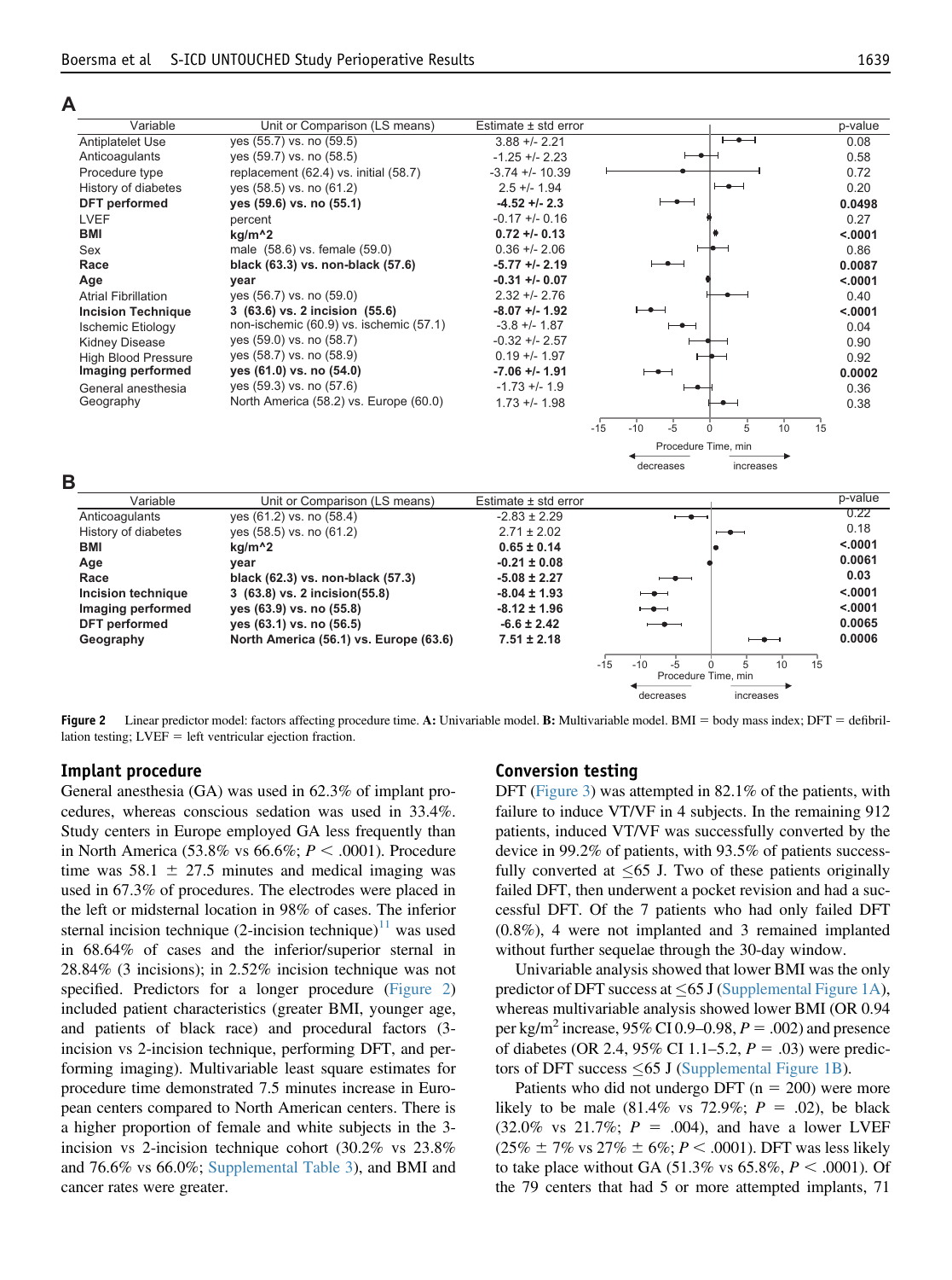**A**

| Variable | Unit or Comparison (LS means) | Estimate ± std error | p-value |
|---|---|---|---|
| Antiplatelet Use | yes (55.7) vs. no (59.5) | 3.88 +/- 2.21 | 0.08 |
| Anticoagulants | yes (59.7) vs. no (58.5) | -1.25 +/- 2.23 | 0.58 |
| Procedure type | replacement (62.4) vs. initial (58.7) | -3.74 +/- 10.39 | 0.72 |
| History of diabetes | yes (58.5) vs. no (61.2) | 2.5 +/- 1.94 | 0.20 |
| **DFT performed** | **yes (59.6) vs. no (55.1)** | **-4.52 +/- 2.3** | **0.0498** |
| LVEF | percent | -0.17 +/- 0.16 | 0.27 |
| **BMI** | **kg/m^2** | **0.72 +/- 0.13** | **<.0001** |
| Sex | male (58.6) vs. female (59.0) | 0.36 +/- 2.06 | 0.86 |
| **Race** | **black (63.3) vs. non-black (57.6)** | **-5.77 +/- 2.19** | **0.0087** |
| **Age** | **year** | **-0.31 +/- 0.07** | **<.0001** |
| Atrial Fibrillation | yes (56.7) vs. no (59.0) | 2.32 +/- 2.76 | 0.40 |
| **Incision Technique** | **3 (63.6) vs. 2 incision (55.6)** | **-8.07 +/- 1.92** | **<.0001** |
| Ischemic Etiology | non-ischemic (60.9) vs. ischemic (57.1) | -3.8 +/- 1.87 | 0.04 |
| Kidney Disease | yes (59.0) vs. no (58.7) | -0.32 +/- 2.57 | 0.90 |
| High Blood Pressure | yes (58.7) vs. no (58.9) | 0.19 +/- 1.97 | 0.92 |
| **Imaging performed** | **yes (61.0) vs. no (54.0)** | **-7.06 +/- 1.91** | **0.0002** |
| General anesthesia | yes (59.3) vs. no (57.6) | -1.73 +/- 1.9 | 0.36 |
| Geography | North America (58.2) vs. Europe (60.0) | 1.73 +/- 1.98 | 0.38 |

Procedure Time, min (-15 to 15; decreases ← → increases)

**B**

| Variable | Unit or Comparison (LS means) | Estimate ± std error | p-value |
|---|---|---|---|
| Anticoagulants | yes (61.2) vs. no (58.4) | -2.83 ± 2.29 | 0.22 |
| History of diabetes | yes (58.5) vs. no (61.2) | 2.71 ± 2.02 | 0.18 |
| **BMI** | **kg/m^2** | **0.65 ± 0.14** | **<.0001** |
| **Age** | **year** | **-0.21 ± 0.08** | **0.0061** |
| **Race** | **black (62.3) vs. non-black (57.3)** | **-5.08 ± 2.27** | **0.03** |
| **Incision technique** | **3 (63.8) vs. 2 incision(55.8)** | **-8.04 ± 1.93** | **<.0001** |
| **Imaging performed** | **yes (63.9) vs. no (55.8)** | **-8.12 ± 1.96** | **<.0001** |
| **DFT performed** | **yes (63.1) vs. no (56.5)** | **-6.6 ± 2.42** | **0.0065** |
| **Geography** | **North America (56.1) vs. Europe (63.6)** | **7.51 ± 2.18** | **0.0006** |

Procedure Time, min (-15 to 15; decreases ← → increases)

**Figure 2** Linear predictor model: factors affecting procedure time. **A:** Univariable model. **B:** Multivariable model. BMI = body mass index; DFT = defibrillation testing; LVEF = left ventricular ejection fraction.

## Implant procedure

General anesthesia (GA) was used in 62.3% of implant procedures, whereas conscious sedation was used in 33.4%. Study centers in Europe employed GA less frequently than in North America (53.8% vs 66.6%; $P < .0001$). Procedure time was 58.1 ± 27.5 minutes and medical imaging was used in 67.3% of procedures. The electrodes were placed in the left or midsternal location in 98% of cases. The inferior sternal incision technique (2-incision technique)[11] was used in 68.64% of cases and the inferior/superior sternal in 28.84% (3 incisions); in 2.52% incision technique was not specified. Predictors for a longer procedure (Figure 2) included patient characteristics (greater BMI, younger age, and patients of black race) and procedural factors (3-incision vs 2-incision technique, performing DFT, and performing imaging). Multivariable least square estimates for procedure time demonstrated 7.5 minutes increase in European centers compared to North American centers. There is a higher proportion of female and white subjects in the 3-incision vs 2-incision technique cohort (30.2% vs 23.8% and 76.6% vs 66.0%; Supplemental Table 3), and BMI and cancer rates were greater.

## Conversion testing

DFT (Figure 3) was attempted in 82.1% of the patients, with failure to induce VT/VF in 4 subjects. In the remaining 912 patients, induced VT/VF was successfully converted by the device in 99.2% of patients, with 93.5% of patients successfully converted at ≤65 J. Two of these patients originally failed DFT, then underwent a pocket revision and had a successful DFT. Of the 7 patients who had only failed DFT (0.8%), 4 were not implanted and 3 remained implanted without further sequelae through the 30-day window.

Univariable analysis showed that lower BMI was the only predictor of DFT success at ≤65 J (Supplemental Figure 1A), whereas multivariable analysis showed lower BMI (OR 0.94 per kg/m$^2$ increase, 95% CI 0.9–0.98, $P = .002$) and presence of diabetes (OR 2.4, 95% CI 1.1–5.2, $P = .03$) were predictors of DFT success ≤65 J (Supplemental Figure 1B).

Patients who did not undergo DFT (n = 200) were more likely to be male (81.4% vs 72.9%; $P = .02$), be black (32.0% vs 21.7%; $P = .004$), and have a lower LVEF (25% ± 7% vs 27% ± 6%; $P < .0001$). DFT was less likely to take place without GA (51.3% vs 65.8%, $P < .0001$). Of the 79 centers that had 5 or more attempted implants, 71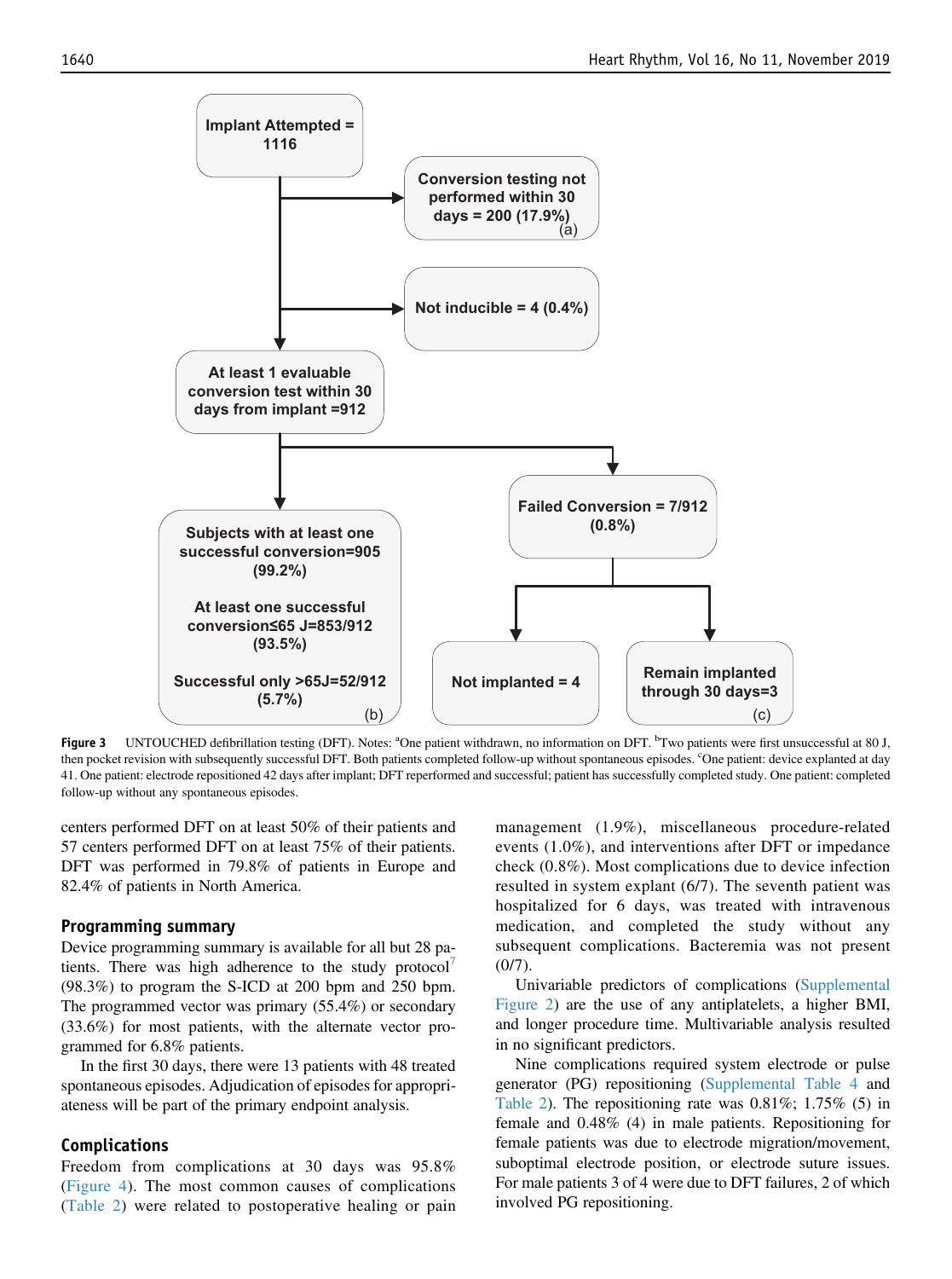Implant Attempted = 1116

Conversion testing not performed within 30 days = 200 (17.9%) (a)

Not inducible = 4 (0.4%)

At least 1 evaluable conversion test within 30 days from implant =912

Subjects with at least one successful conversion=905 (99.2%)

At least one successful conversion≤65 J=853/912 (93.5%)

Successful only >65J=52/912 (5.7%) (b)

Failed Conversion = 7/912 (0.8%)

Not implanted = 4

Remain implanted through 30 days=3 (c)

**Figure 3** UNTOUCHED defibrillation testing (DFT). Notes: [a]One patient withdrawn, no information on DFT. [b]Two patients were first unsuccessful at 80 J, then pocket revision with subsequently successful DFT. Both patients completed follow-up without spontaneous episodes. [c]One patient: device explanted at day 41. One patient: electrode repositioned 42 days after implant; DFT reperformed and successful; patient has successfully completed study. One patient: completed follow-up without any spontaneous episodes.

centers performed DFT on at least 50% of their patients and 57 centers performed DFT on at least 75% of their patients. DFT was performed in 79.8% of patients in Europe and 82.4% of patients in North America.

## Programming summary

Device programming summary is available for all but 28 patients. There was high adherence to the study protocol[7] (98.3%) to program the S-ICD at 200 bpm and 250 bpm. The programmed vector was primary (55.4%) or secondary (33.6%) for most patients, with the alternate vector programmed for 6.8% patients.

In the first 30 days, there were 13 patients with 48 treated spontaneous episodes. Adjudication of episodes for appropriateness will be part of the primary endpoint analysis.

## Complications

Freedom from complications at 30 days was 95.8% (Figure 4). The most common causes of complications (Table 2) were related to postoperative healing or pain management (1.9%), miscellaneous procedure-related events (1.0%), and interventions after DFT or impedance check (0.8%). Most complications due to device infection resulted in system explant (6/7). The seventh patient was hospitalized for 6 days, was treated with intravenous medication, and completed the study without any subsequent complications. Bacteremia was not present (0/7).

Univariable predictors of complications (Supplemental Figure 2) are the use of any antiplatelets, a higher BMI, and longer procedure time. Multivariable analysis resulted in no significant predictors.

Nine complications required system electrode or pulse generator (PG) repositioning (Supplemental Table 4 and Table 2). The repositioning rate was 0.81%; 1.75% (5) in female and 0.48% (4) in male patients. Repositioning for female patients was due to electrode migration/movement, suboptimal electrode position, or electrode suture issues. For male patients 3 of 4 were due to DFT failures, 2 of which involved PG repositioning.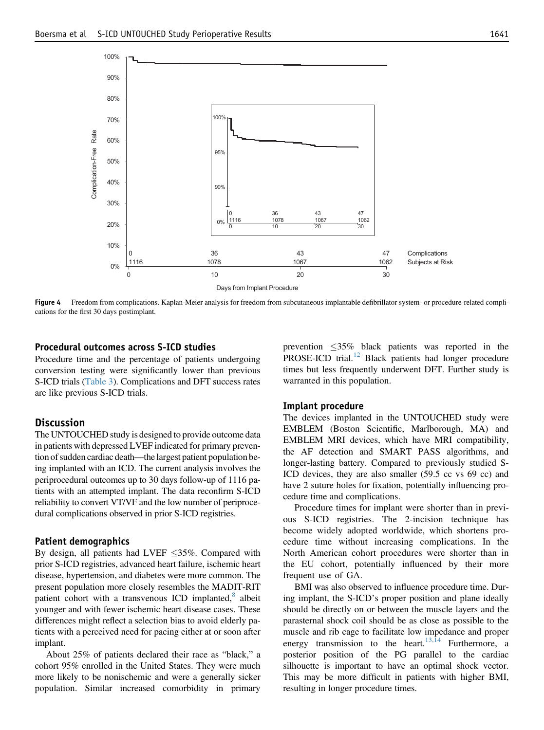Figure 4 Freedom from complications. Kaplan-Meier analysis for freedom from subcutaneous implantable defibrillator system- or procedure-related complications for the first 30 days postimplant.

### Procedural outcomes across S-ICD studies

Procedure time and the percentage of patients undergoing conversion testing were significantly lower than previous S-ICD trials (Table 3). Complications and DFT success rates are like previous S-ICD trials.

## Discussion

The UNTOUCHED study is designed to provide outcome data in patients with depressed LVEF indicated for primary prevention of sudden cardiac death—the largest patient population being implanted with an ICD. The current analysis involves the periprocedural outcomes up to 30 days follow-up of 1116 patients with an attempted implant. The data reconfirm S-ICD reliability to convert VT/VF and the low number of periprocedural complications observed in prior S-ICD registries.

### Patient demographics

By design, all patients had LVEF ≤35%. Compared with prior S-ICD registries, advanced heart failure, ischemic heart disease, hypertension, and diabetes were more common. The present population more closely resembles the MADIT-RIT patient cohort with a transvenous ICD implanted,[8] albeit younger and with fewer ischemic heart disease cases. These differences might reflect a selection bias to avoid elderly patients with a perceived need for pacing either at or soon after implant.

About 25% of patients declared their race as "black," a cohort 95% enrolled in the United States. They were much more likely to be nonischemic and were a generally sicker population. Similar increased comorbidity in primary prevention ≤35% black patients was reported in the PROSE-ICD trial.[12] Black patients had longer procedure times but less frequently underwent DFT. Further study is warranted in this population.

### Implant procedure

The devices implanted in the UNTOUCHED study were EMBLEM (Boston Scientific, Marlborough, MA) and EMBLEM MRI devices, which have MRI compatibility, the AF detection and SMART PASS algorithms, and longer-lasting battery. Compared to previously studied S-ICD devices, they are also smaller (59.5 cc vs 69 cc) and have 2 suture holes for fixation, potentially influencing procedure time and complications.

Procedure times for implant were shorter than in previous S-ICD registries. The 2-incision technique has become widely adopted worldwide, which shortens procedure time without increasing complications. In the North American cohort procedures were shorter than in the EU cohort, potentially influenced by their more frequent use of GA.

BMI was also observed to influence procedure time. During implant, the S-ICD's proper position and plane ideally should be directly on or between the muscle layers and the parasternal shock coil should be as close as possible to the muscle and rib cage to facilitate low impedance and proper energy transmission to the heart.[13,14] Furthermore, a posterior position of the PG parallel to the cardiac silhouette is important to have an optimal shock vector. This may be more difficult in patients with higher BMI, resulting in longer procedure times.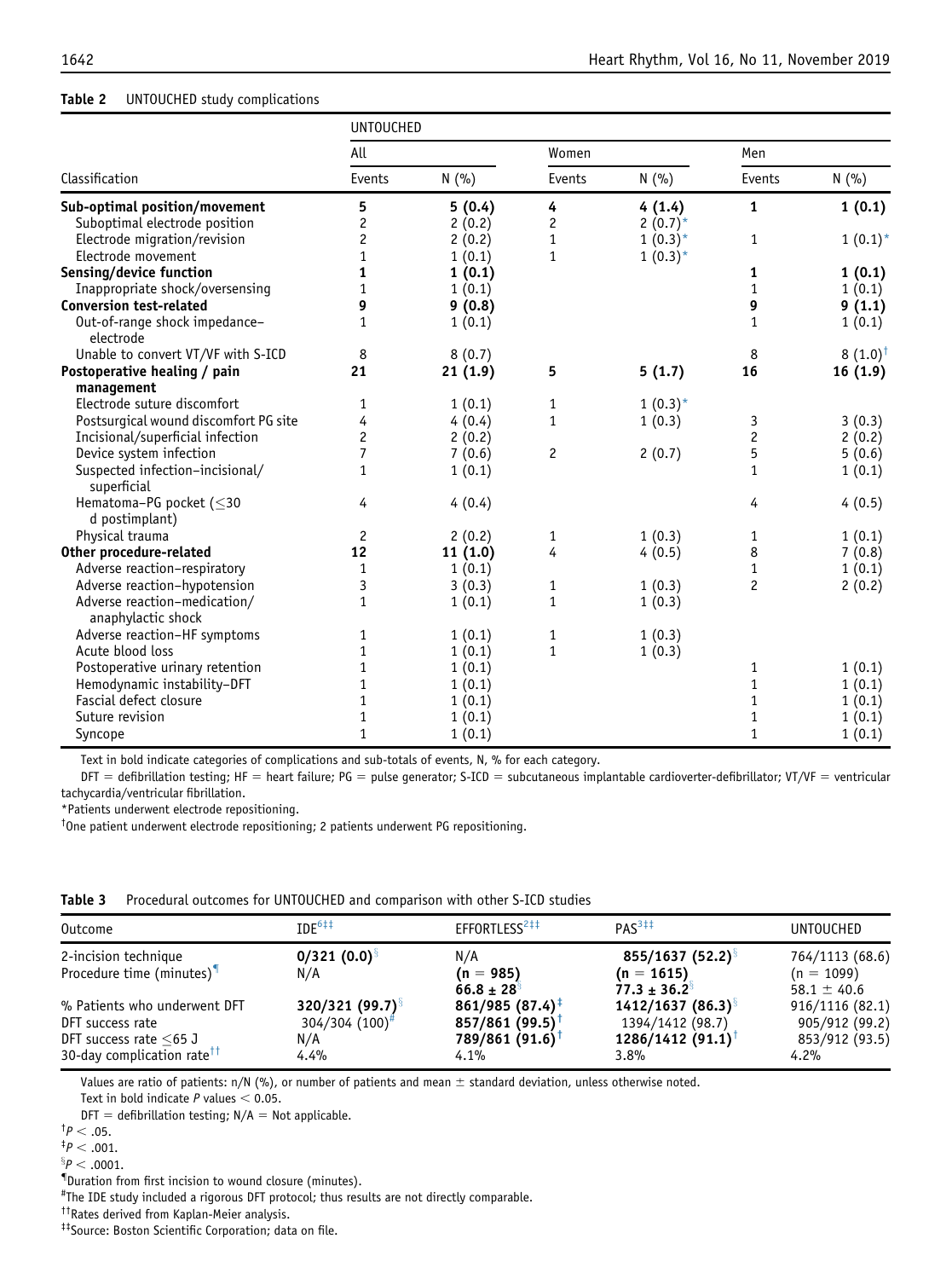**Table 2** UNTOUCHED study complications

| Classification | UNTOUCHED | | | | | |
|---|---|---|---|---|---|---|
| | All | | Women | | Men | |
| | Events | N (%) | Events | N (%) | Events | N (%) |
| **Sub-optimal position/movement** | **5** | **5 (0.4)** | **4** | **4 (1.4)** | **1** | **1 (0.1)** |
| Suboptimal electrode position | 2 | 2 (0.2) | 2 | 2 (0.7)* | | |
| Electrode migration/revision | 2 | 2 (0.2) | 1 | 1 (0.3)* | 1 | 1 (0.1)* |
| Electrode movement | 1 | 1 (0.1) | 1 | 1 (0.3)* | | |
| **Sensing/device function** | **1** | **1 (0.1)** | | | **1** | **1 (0.1)** |
| Inappropriate shock/oversensing | 1 | 1 (0.1) | | | 1 | 1 (0.1) |
| **Conversion test-related** | **9** | **9 (0.8)** | | | **9** | **9 (1.1)** |
| Out-of-range shock impedance–electrode | 1 | 1 (0.1) | | | 1 | 1 (0.1) |
| Unable to convert VT/VF with S-ICD | 8 | 8 (0.7) | | | 8 | 8 (1.0)† |
| **Postoperative healing / pain management** | **21** | **21 (1.9)** | **5** | **5 (1.7)** | **16** | **16 (1.9)** |
| Electrode suture discomfort | 1 | 1 (0.1) | 1 | 1 (0.3)* | | |
| Postsurgical wound discomfort PG site | 4 | 4 (0.4) | 1 | 1 (0.3) | 3 | 3 (0.3) |
| Incisional/superficial infection | 2 | 2 (0.2) | | | 2 | 2 (0.2) |
| Device system infection | 7 | 7 (0.6) | 2 | 2 (0.7) | 5 | 5 (0.6) |
| Suspected infection–incisional/superficial | 1 | 1 (0.1) | | | 1 | 1 (0.1) |
| Hematoma–PG pocket (≤30 d postimplant) | 4 | 4 (0.4) | | | 4 | 4 (0.5) |
| Physical trauma | 2 | 2 (0.2) | 1 | 1 (0.3) | 1 | 1 (0.1) |
| **Other procedure-related** | **12** | **11 (1.0)** | **4** | **4 (0.5)** | **8** | **7 (0.8)** |
| Adverse reaction–respiratory | 1 | 1 (0.1) | | | 1 | 1 (0.1) |
| Adverse reaction–hypotension | 3 | 3 (0.3) | 1 | 1 (0.3) | 2 | 2 (0.2) |
| Adverse reaction–medication/anaphylactic shock | 1 | 1 (0.1) | 1 | 1 (0.3) | | |
| Adverse reaction–HF symptoms | 1 | 1 (0.1) | 1 | 1 (0.3) | | |
| Acute blood loss | 1 | 1 (0.1) | 1 | 1 (0.3) | | |
| Postoperative urinary retention | 1 | 1 (0.1) | | | 1 | 1 (0.1) |
| Hemodynamic instability–DFT | 1 | 1 (0.1) | | | 1 | 1 (0.1) |
| Fascial defect closure | 1 | 1 (0.1) | | | 1 | 1 (0.1) |
| Suture revision | 1 | 1 (0.1) | | | 1 | 1 (0.1) |
| Syncope | 1 | 1 (0.1) | | | 1 | 1 (0.1) |

Text in bold indicate categories of complications and sub-totals of events, N, % for each category.

DFT = defibrillation testing; HF = heart failure; PG = pulse generator; S-ICD = subcutaneous implantable cardioverter-defibrillator; VT/VF = ventricular tachycardia/ventricular fibrillation.

*Patients underwent electrode repositioning.

†One patient underwent electrode repositioning; 2 patients underwent PG repositioning.

**Table 3** Procedural outcomes for UNTOUCHED and comparison with other S-ICD studies

| Outcome | IDE[6‡‡] | EFFORTLESS[2‡‡] | PAS[3‡‡] | UNTOUCHED |
|---|---|---|---|---|
| 2-incision technique | **0/321 (0.0)**§ | N/A | **855/1637 (52.2)**§ | 764/1113 (68.6) |
| Procedure time (minutes)¶ | N/A | **(n = 985) 66.8 ± 28**§ | **(n = 1615) 77.3 ± 36.2**§ | (n = 1099) 58.1 ± 40.6 |
| % Patients who underwent DFT | **320/321 (99.7)**§ | **861/985 (87.4)**‡ | **1412/1637 (86.3)**§ | 916/1116 (82.1) |
| DFT success rate | 304/304 (100)# | **857/861 (99.5)**† | 1394/1412 (98.7) | 905/912 (99.2) |
| DFT success rate ≤65 J | N/A | **789/861 (91.6)**† | **1286/1412 (91.1)**† | 853/912 (93.5) |
| 30-day complication rate†† | 4.4% | 4.1% | 3.8% | 4.2% |

Values are ratio of patients: n/N (%), or number of patients and mean ± standard deviation, unless otherwise noted.

Text in bold indicate $P$ values < 0.05.

DFT = defibrillation testing; N/A = Not applicable.

†$P < .05$.

‡$P < .001$.

§$P < .0001$.

¶Duration from first incision to wound closure (minutes).

#The IDE study included a rigorous DFT protocol; thus results are not directly comparable.

††Rates derived from Kaplan-Meier analysis.

‡‡Source: Boston Scientific Corporation; data on file.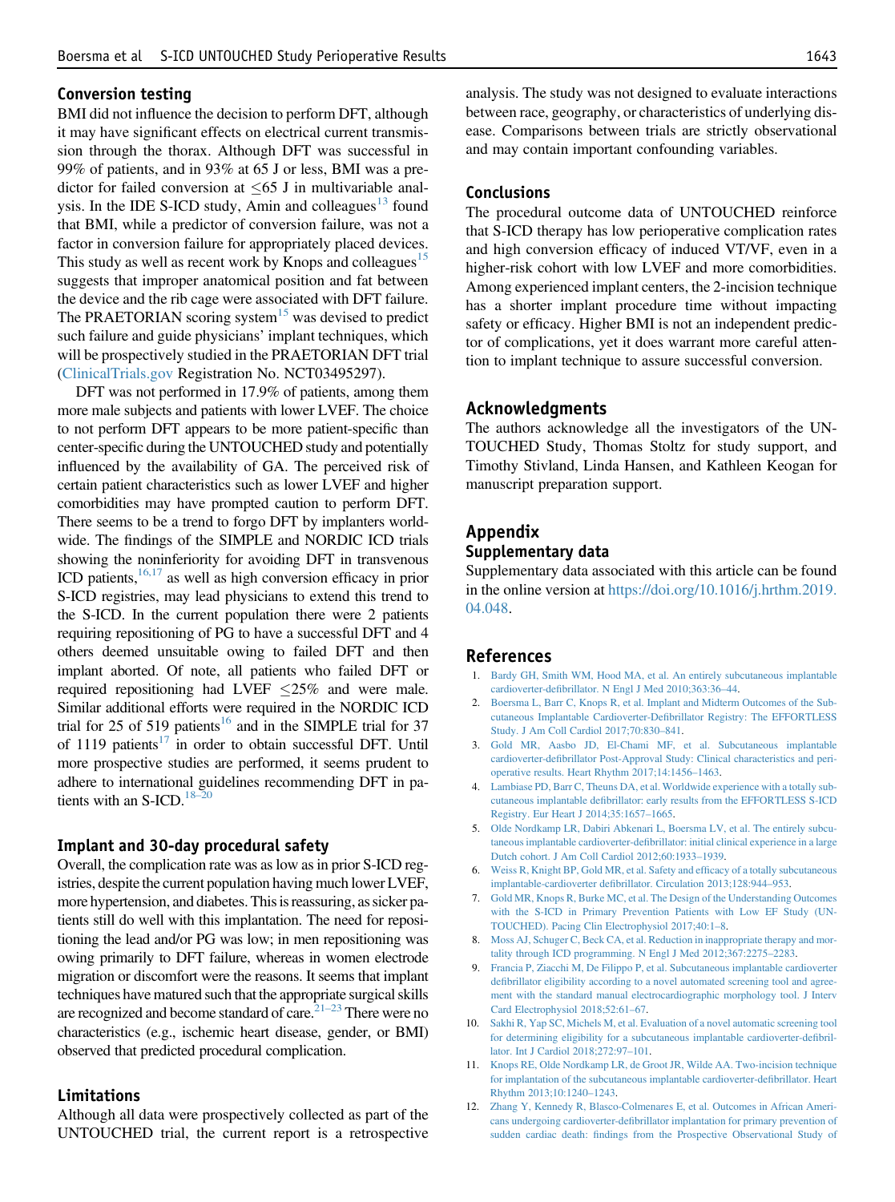### Conversion testing

BMI did not influence the decision to perform DFT, although it may have significant effects on electrical current transmission through the thorax. Although DFT was successful in 99% of patients, and in 93% at 65 J or less, BMI was a predictor for failed conversion at ≤65 J in multivariable analysis. In the IDE S-ICD study, Amin and colleagues[13] found that BMI, while a predictor of conversion failure, was not a factor in conversion failure for appropriately placed devices. This study as well as recent work by Knops and colleagues[15] suggests that improper anatomical position and fat between the device and the rib cage were associated with DFT failure. The PRAETORIAN scoring system[15] was devised to predict such failure and guide physicians' implant techniques, which will be prospectively studied in the PRAETORIAN DFT trial (ClinicalTrials.gov Registration No. NCT03495297).

DFT was not performed in 17.9% of patients, among them more male subjects and patients with lower LVEF. The choice to not perform DFT appears to be more patient-specific than center-specific during the UNTOUCHED study and potentially influenced by the availability of GA. The perceived risk of certain patient characteristics such as lower LVEF and higher comorbidities may have prompted caution to perform DFT. There seems to be a trend to forgo DFT by implanters worldwide. The findings of the SIMPLE and NORDIC ICD trials showing the noninferiority for avoiding DFT in transvenous ICD patients,[16,17] as well as high conversion efficacy in prior S-ICD registries, may lead physicians to extend this trend to the S-ICD. In the current population there were 2 patients requiring repositioning of PG to have a successful DFT and 4 others deemed unsuitable owing to failed DFT and then implant aborted. Of note, all patients who failed DFT or required repositioning had LVEF ≤25% and were male. Similar additional efforts were required in the NORDIC ICD trial for 25 of 519 patients[16] and in the SIMPLE trial for 37 of 1119 patients[17] in order to obtain successful DFT. Until more prospective studies are performed, it seems prudent to adhere to international guidelines recommending DFT in patients with an S-ICD.[18–20]

### Implant and 30-day procedural safety

Overall, the complication rate was as low as in prior S-ICD registries, despite the current population having much lower LVEF, more hypertension, and diabetes. This is reassuring, as sicker patients still do well with this implantation. The need for repositioning the lead and/or PG was low; in men repositioning was owing primarily to DFT failure, whereas in women electrode migration or discomfort were the reasons. It seems that implant techniques have matured such that the appropriate surgical skills are recognized and become standard of care.[21–23] There were no characteristics (e.g., ischemic heart disease, gender, or BMI) observed that predicted procedural complication.

### Limitations

Although all data were prospectively collected as part of the UNTOUCHED trial, the current report is a retrospective analysis. The study was not designed to evaluate interactions between race, geography, or characteristics of underlying disease. Comparisons between trials are strictly observational and may contain important confounding variables.

## Conclusions

The procedural outcome data of UNTOUCHED reinforce that S-ICD therapy has low perioperative complication rates and high conversion efficacy of induced VT/VF, even in a higher-risk cohort with low LVEF and more comorbidities. Among experienced implant centers, the 2-incision technique has a shorter implant procedure time without impacting safety or efficacy. Higher BMI is not an independent predictor of complications, yet it does warrant more careful attention to implant technique to assure successful conversion.

## Acknowledgments

The authors acknowledge all the investigators of the UNTOUCHED Study, Thomas Stoltz for study support, and Timothy Stivland, Linda Hansen, and Kathleen Keogan for manuscript preparation support.

## Appendix

### Supplementary data

Supplementary data associated with this article can be found in the online version at https://doi.org/10.1016/j.hrthm.2019.04.048.

## References

1. Bardy GH, Smith WM, Hood MA, et al. An entirely subcutaneous implantable cardioverter-defibrillator. N Engl J Med 2010;363:36–44.
2. Boersma L, Barr C, Knops R, et al. Implant and Midterm Outcomes of the Subcutaneous Implantable Cardioverter-Defibrillator Registry: The EFFORTLESS Study. J Am Coll Cardiol 2017;70:830–841.
3. Gold MR, Aasbo JD, El-Chami MF, et al. Subcutaneous implantable cardioverter-defibrillator Post-Approval Study: Clinical characteristics and perioperative results. Heart Rhythm 2017;14:1456–1463.
4. Lambiase PD, Barr C, Theuns DA, et al. Worldwide experience with a totally subcutaneous implantable defibrillator: early results from the EFFORTLESS S-ICD Registry. Eur Heart J 2014;35:1657–1665.
5. Olde Nordkamp LR, Dabiri Abkenari L, Boersma LV, et al. The entirely subcutaneous implantable cardioverter-defibrillator: initial clinical experience in a large Dutch cohort. J Am Coll Cardiol 2012;60:1933–1939.
6. Weiss R, Knight BP, Gold MR, et al. Safety and efficacy of a totally subcutaneous implantable-cardioverter defibrillator. Circulation 2013;128:944–953.
7. Gold MR, Knops R, Burke MC, et al. The Design of the Understanding Outcomes with the S-ICD in Primary Prevention Patients with Low EF Study (UNTOUCHED). Pacing Clin Electrophysiol 2017;40:1–8.
8. Moss AJ, Schuger C, Beck CA, et al. Reduction in inappropriate therapy and mortality through ICD programming. N Engl J Med 2012;367:2275–2283.
9. Francia P, Ziacchi M, De Filippo P, et al. Subcutaneous implantable cardioverter defibrillator eligibility according to a novel automated screening tool and agreement with the standard manual electrocardiographic morphology tool. J Interv Card Electrophysiol 2018;52:61–67.
10. Sakhi R, Yap SC, Michels M, et al. Evaluation of a novel automatic screening tool for determining eligibility for a subcutaneous implantable cardioverter-defibrillator. Int J Cardiol 2018;272:97–101.
11. Knops RE, Olde Nordkamp LR, de Groot JR, Wilde AA. Two-incision technique for implantation of the subcutaneous implantable cardioverter-defibrillator. Heart Rhythm 2013;10:1240–1243.
12. Zhang Y, Kennedy R, Blasco-Colmenares E, et al. Outcomes in African Americans undergoing cardioverter-defibrillator implantation for primary prevention of sudden cardiac death: findings from the Prospective Observational Study of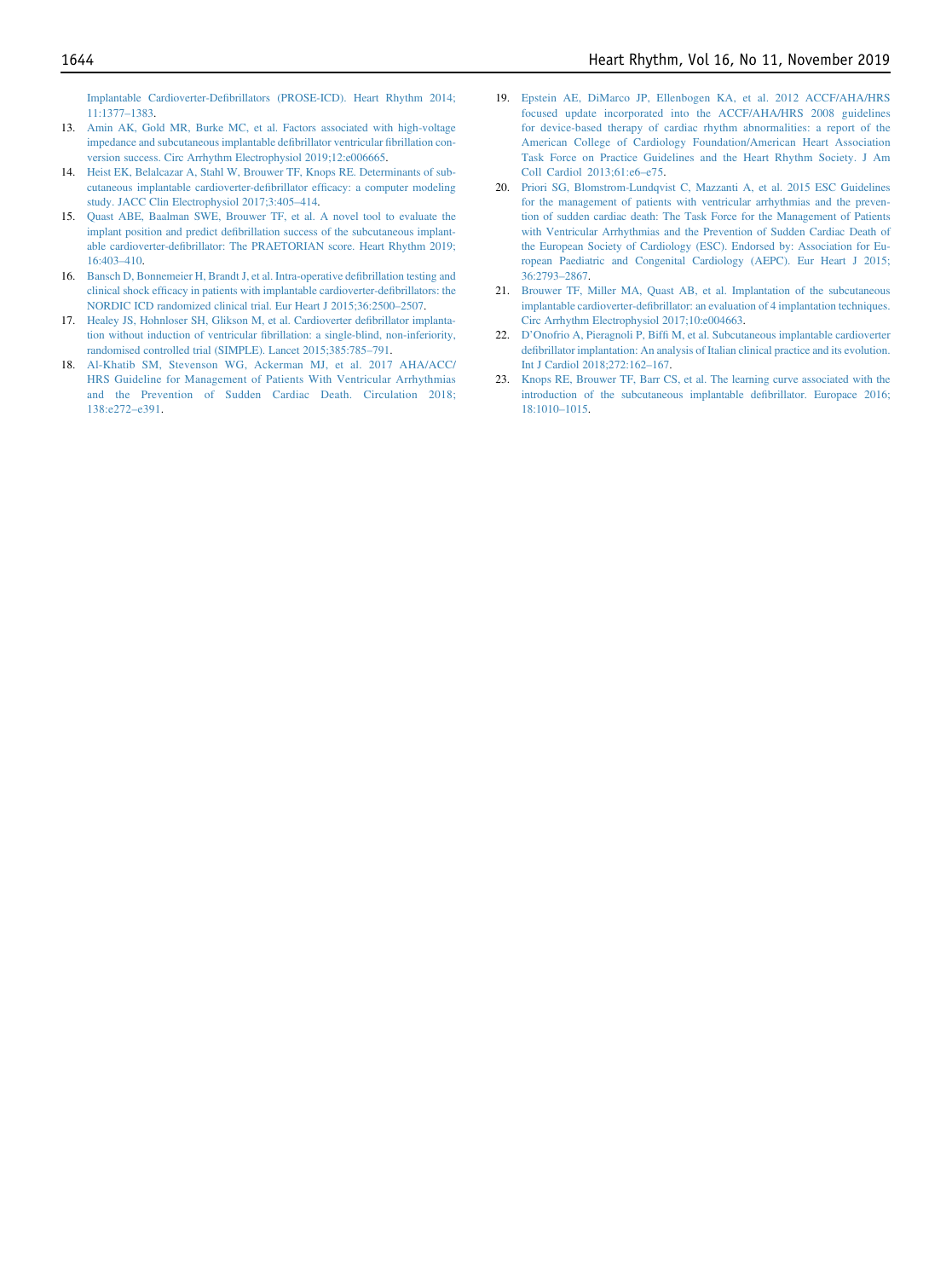Implantable Cardioverter-Defibrillators (PROSE-ICD). Heart Rhythm 2014; 11:1377–1383.

13. Amin AK, Gold MR, Burke MC, et al. Factors associated with high-voltage impedance and subcutaneous implantable defibrillator ventricular fibrillation conversion success. Circ Arrhythm Electrophysiol 2019;12:e006665.
14. Heist EK, Belalcazar A, Stahl W, Brouwer TF, Knops RE. Determinants of subcutaneous implantable cardioverter-defibrillator efficacy: a computer modeling study. JACC Clin Electrophysiol 2017;3:405–414.
15. Quast ABE, Baalman SWE, Brouwer TF, et al. A novel tool to evaluate the implant position and predict defibrillation success of the subcutaneous implantable cardioverter-defibrillator: The PRAETORIAN score. Heart Rhythm 2019; 16:403–410.
16. Bansch D, Bonnemeier H, Brandt J, et al. Intra-operative defibrillation testing and clinical shock efficacy in patients with implantable cardioverter-defibrillators: the NORDIC ICD randomized clinical trial. Eur Heart J 2015;36:2500–2507.
17. Healey JS, Hohnloser SH, Glikson M, et al. Cardioverter defibrillator implantation without induction of ventricular fibrillation: a single-blind, non-inferiority, randomised controlled trial (SIMPLE). Lancet 2015;385:785–791.
18. Al-Khatib SM, Stevenson WG, Ackerman MJ, et al. 2017 AHA/ACC/HRS Guideline for Management of Patients With Ventricular Arrhythmias and the Prevention of Sudden Cardiac Death. Circulation 2018; 138:e272–e391.
19. Epstein AE, DiMarco JP, Ellenbogen KA, et al. 2012 ACCF/AHA/HRS focused update incorporated into the ACCF/AHA/HRS 2008 guidelines for device-based therapy of cardiac rhythm abnormalities: a report of the American College of Cardiology Foundation/American Heart Association Task Force on Practice Guidelines and the Heart Rhythm Society. J Am Coll Cardiol 2013;61:e6–e75.
20. Priori SG, Blomstrom-Lundqvist C, Mazzanti A, et al. 2015 ESC Guidelines for the management of patients with ventricular arrhythmias and the prevention of sudden cardiac death: The Task Force for the Management of Patients with Ventricular Arrhythmias and the Prevention of Sudden Cardiac Death of the European Society of Cardiology (ESC). Endorsed by: Association for European Paediatric and Congenital Cardiology (AEPC). Eur Heart J 2015; 36:2793–2867.
21. Brouwer TF, Miller MA, Quast AB, et al. Implantation of the subcutaneous implantable cardioverter-defibrillator: an evaluation of 4 implantation techniques. Circ Arrhythm Electrophysiol 2017;10:e004663.
22. D'Onofrio A, Pieragnoli P, Biffi M, et al. Subcutaneous implantable cardioverter defibrillator implantation: An analysis of Italian clinical practice and its evolution. Int J Cardiol 2018;272:162–167.
23. Knops RE, Brouwer TF, Barr CS, et al. The learning curve associated with the introduction of the subcutaneous implantable defibrillator. Europace 2016; 18:1010–1015.